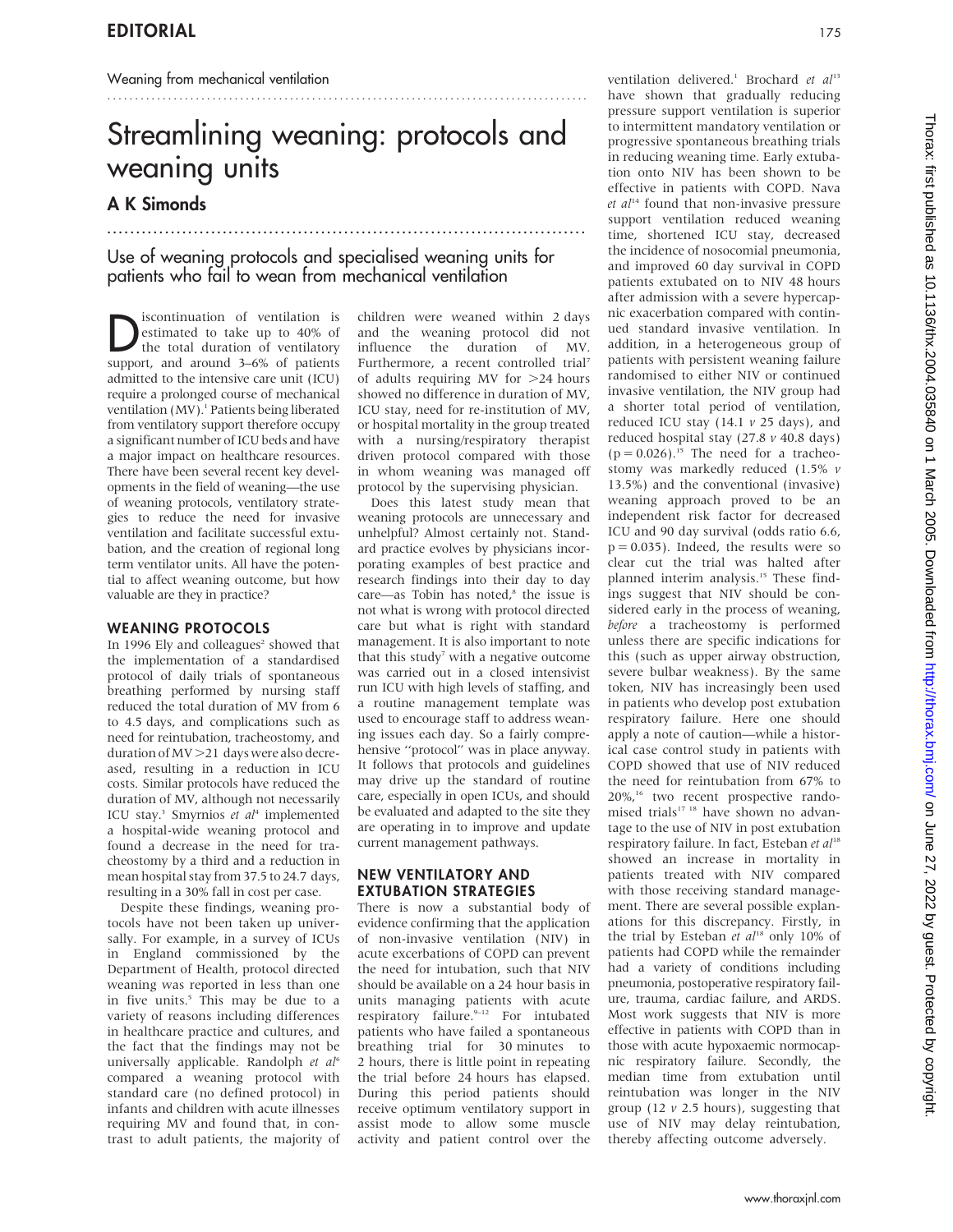EDITORIAL

Weaning from mechanical ventilation

# Streamlining weaning: protocols and weaning units

## A K Simonds

Use of weaning protocols and specialised weaning units for patients who fail to wean from mechanical ventilation

Discontinuation of ventilation is estimated to take up to 40% of the total duration of ventilatory support, and around 3–6% of patients admitted to the intensive care unit (ICU) require a prolonged course of mechanical ventilation (MV).[1] Patients being liberated from ventilatory support therefore occupy a significant number of ICU beds and have a major impact on healthcare resources. There have been several recent key developments in the field of weaning—the use of weaning protocols, ventilatory strategies to reduce the need for invasive ventilation and facilitate successful extubation, and the creation of regional long term ventilator units. All have the potential to affect weaning outcome, but how valuable are they in practice?

### WEANING PROTOCOLS

In 1996 Ely and colleagues[2] showed that the implementation of a standardised protocol of daily trials of spontaneous breathing performed by nursing staff reduced the total duration of MV from 6 to 4.5 days, and complications such as need for reintubation, tracheostomy, and duration of MV >21 days were also decreased, resulting in a reduction in ICU costs. Similar protocols have reduced the duration of MV, although not necessarily ICU stay.[3] Smyrnios *et al*[4] implemented a hospital-wide weaning protocol and found a decrease in the need for tracheostomy by a third and a reduction in mean hospital stay from 37.5 to 24.7 days, resulting in a 30% fall in cost per case.

Despite these findings, weaning protocols have not been taken up universally. For example, in a survey of ICUs in England commissioned by the Department of Health, protocol directed weaning was reported in less than one in five units.[5] This may be due to a variety of reasons including differences in healthcare practice and cultures, and the fact that the findings may not be universally applicable. Randolph *et al*[6] compared a weaning protocol with standard care (no defined protocol) in infants and children with acute illnesses requiring MV and found that, in contrast to adult patients, the majority of children were weaned within 2 days and the weaning protocol did not influence the duration of MV. Furthermore, a recent controlled trial[7] of adults requiring MV for >24 hours showed no difference in duration of MV, ICU stay, need for re-institution of MV, or hospital mortality in the group treated with a nursing/respiratory therapist driven protocol compared with those in whom weaning was managed off protocol by the supervising physician.

Does this latest study mean that weaning protocols are unnecessary and unhelpful? Almost certainly not. Standard practice evolves by physicians incorporating examples of best practice and research findings into their day to day care—as Tobin has noted,[8] the issue is not what is wrong with protocol directed care but what is right with standard management. It is also important to note that this study[7] with a negative outcome was carried out in a closed intensivist run ICU with high levels of staffing, and a routine management template was used to encourage staff to address weaning issues each day. So a fairly comprehensive "protocol" was in place anyway. It follows that protocols and guidelines may drive up the standard of routine care, especially in open ICUs, and should be evaluated and adapted to the site they are operating in to improve and update current management pathways.

### NEW VENTILATORY AND EXTUBATION STRATEGIES

There is now a substantial body of evidence confirming that the application of non-invasive ventilation (NIV) in acute exacerbations of COPD can prevent the need for intubation, such that NIV should be available on a 24 hour basis in units managing patients with acute respiratory failure.[9–12] For intubated patients who have failed a spontaneous breathing trial for 30 minutes to 2 hours, there is little point in repeating the trial before 24 hours has elapsed. During this period patients should receive optimum ventilatory support in assist mode to allow some muscle activity and patient control over the ventilation delivered.[1] Brochard *et al*[13] have shown that gradually reducing pressure support ventilation is superior to intermittent mandatory ventilation or progressive spontaneous breathing trials in reducing weaning time. Early extubation onto NIV has been shown to be effective in patients with COPD. Nava *et al*[14] found that non-invasive pressure support ventilation reduced weaning time, shortened ICU stay, decreased the incidence of nosocomial pneumonia, and improved 60 day survival in COPD patients extubated on to NIV 48 hours after admission with a severe hypercapnic exacerbation compared with continued standard invasive ventilation. In addition, in a heterogeneous group of patients with persistent weaning failure randomised to either NIV or continued invasive ventilation, the NIV group had a shorter total period of ventilation, reduced ICU stay (14.1 *v* 25 days), and reduced hospital stay (27.8 *v* 40.8 days) ($p = 0.026$).[15] The need for a tracheostomy was markedly reduced (1.5% *v* 13.5%) and the conventional (invasive) weaning approach proved to be an independent risk factor for decreased ICU and 90 day survival (odds ratio 6.6, $p = 0.035$). Indeed, the results were so clear cut the trial was halted after planned interim analysis.[15] These findings suggest that NIV should be considered early in the process of weaning, *before* a tracheostomy is performed unless there are specific indications for this (such as upper airway obstruction, severe bulbar weakness). By the same token, NIV has increasingly been used in patients who develop post extubation respiratory failure. Here one should apply a note of caution—while a historical case control study in patients with COPD showed that use of NIV reduced the need for reintubation from 67% to 20%,[16] two recent prospective randomised trials[17 18] have shown no advantage to the use of NIV in post extubation respiratory failure. In fact, Esteban *et al*[18] showed an increase in mortality in patients treated with NIV compared with those receiving standard management. There are several possible explanations for this discrepancy. Firstly, in the trial by Esteban *et al*[18] only 10% of patients had COPD while the remainder had a variety of conditions including pneumonia, postoperative respiratory failure, trauma, cardiac failure, and ARDS. Most work suggests that NIV is more effective in patients with COPD than in those with acute hypoxaemic normocapnic respiratory failure. Secondly, the median time from extubation until reintubation was longer in the NIV group (12 *v* 2.5 hours), suggesting that use of NIV may delay reintubation, thereby affecting outcome adversely.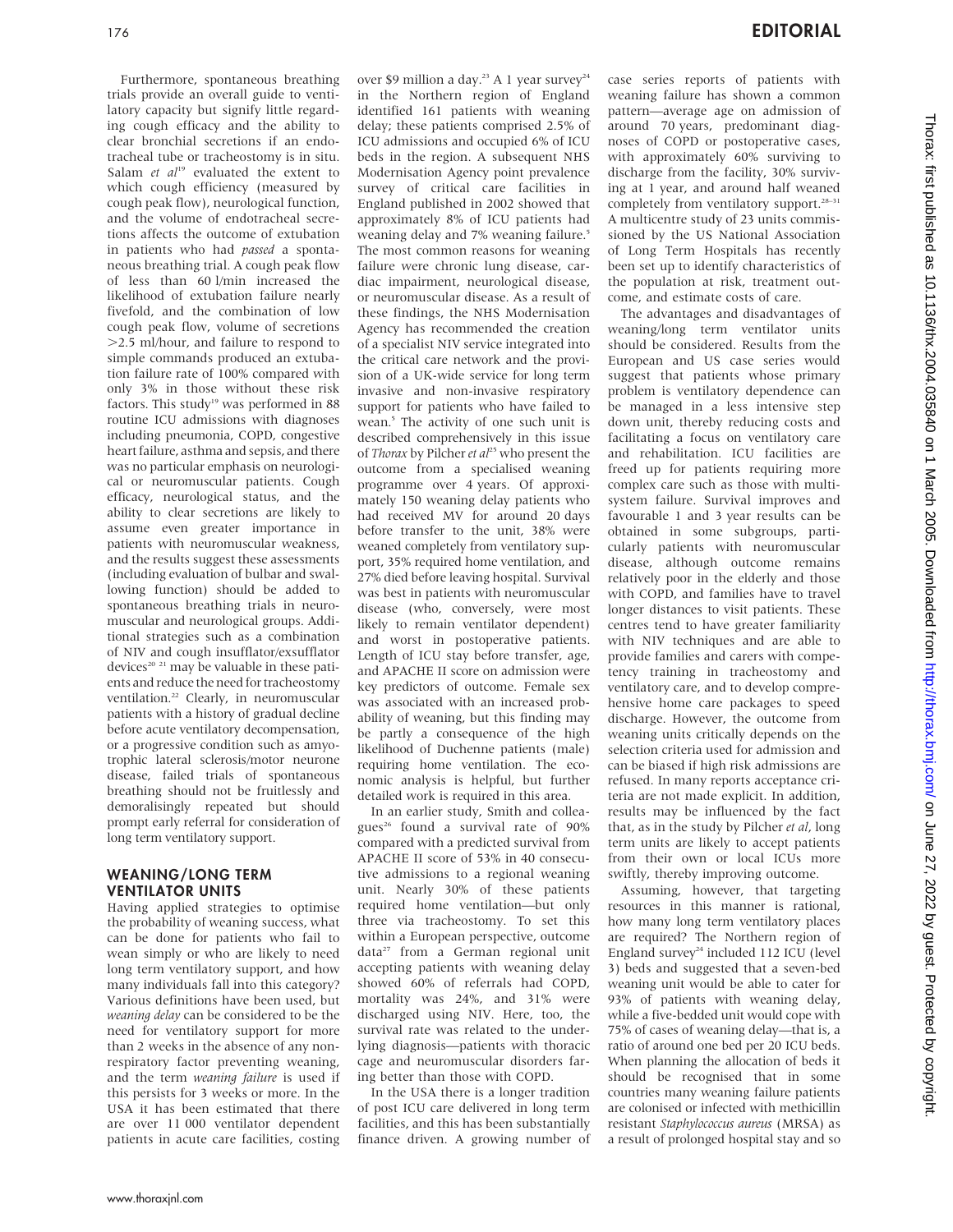Furthermore, spontaneous breathing trials provide an overall guide to ventilatory capacity but signify little regarding cough efficacy and the ability to clear bronchial secretions if an endotracheal tube or tracheostomy is in situ. Salam *et al*[19] evaluated the extent to which cough efficiency (measured by cough peak flow), neurological function, and the volume of endotracheal secretions affects the outcome of extubation in patients who had *passed* a spontaneous breathing trial. A cough peak flow of less than 60 l/min increased the likelihood of extubation failure nearly fivefold, and the combination of low cough peak flow, volume of secretions >2.5 ml/hour, and failure to respond to simple commands produced an extubation failure rate of 100% compared with only 3% in those without these risk factors. This study[19] was performed in 88 routine ICU admissions with diagnoses including pneumonia, COPD, congestive heart failure, asthma and sepsis, and there was no particular emphasis on neurological or neuromuscular patients. Cough efficacy, neurological status, and the ability to clear secretions are likely to assume even greater importance in patients with neuromuscular weakness, and the results suggest these assessments (including evaluation of bulbar and swallowing function) should be added to spontaneous breathing trials in neuromuscular and neurological groups. Additional strategies such as a combination of NIV and cough insufflator/exsufflator devices[20 21] may be valuable in these patients and reduce the need for tracheostomy ventilation.[22] Clearly, in neuromuscular patients with a history of gradual decline before acute ventilatory decompensation, or a progressive condition such as amyotrophic lateral sclerosis/motor neurone disease, failed trials of spontaneous breathing should not be fruitlessly and demoralisingly repeated but should prompt early referral for consideration of long term ventilatory support.

## WEANING/LONG TERM VENTILATOR UNITS

Having applied strategies to optimise the probability of weaning success, what can be done for patients who fail to wean simply or who are likely to need long term ventilatory support, and how many individuals fall into this category? Various definitions have been used, but *weaning delay* can be considered to be the need for ventilatory support for more than 2 weeks in the absence of any non-respiratory factor preventing weaning, and the term *weaning failure* is used if this persists for 3 weeks or more. In the USA it has been estimated that there are over 11 000 ventilator dependent patients in acute care facilities, costing over $9 million a day.[23] A 1 year survey[24] in the Northern region of England identified 161 patients with weaning delay; these patients comprised 2.5% of ICU admissions and occupied 6% of ICU beds in the region. A subsequent NHS Modernisation Agency point prevalence survey of critical care facilities in England published in 2002 showed that approximately 8% of ICU patients had weaning delay and 7% weaning failure.[5] The most common reasons for weaning failure were chronic lung disease, cardiac impairment, neurological disease, or neuromuscular disease. As a result of these findings, the NHS Modernisation Agency has recommended the creation of a specialist NIV service integrated into the critical care network and the provision of a UK-wide service for long term invasive and non-invasive respiratory support for patients who have failed to wean.[5] The activity of one such unit is described comprehensively in this issue of *Thorax* by Pilcher *et al*[25] who present the outcome from a specialised weaning programme over 4 years. Of approximately 150 weaning delay patients who had received MV for around 20 days before transfer to the unit, 38% were weaned completely from ventilatory support, 35% required home ventilation, and 27% died before leaving hospital. Survival was best in patients with neuromuscular disease (who, conversely, were most likely to remain ventilator dependent) and worst in postoperative patients. Length of ICU stay before transfer, age, and APACHE II score on admission were key predictors of outcome. Female sex was associated with an increased probability of weaning, but this finding may be partly a consequence of the high likelihood of Duchenne patients (male) requiring home ventilation. The economic analysis is helpful, but further detailed work is required in this area.

In an earlier study, Smith and colleagues[26] found a survival rate of 90% compared with a predicted survival from APACHE II score of 53% in 40 consecutive admissions to a regional weaning unit. Nearly 30% of these patients required home ventilation—but only three via tracheostomy. To set this within a European perspective, outcome data[27] from a German regional unit accepting patients with weaning delay showed 60% of referrals had COPD, mortality was 24%, and 31% were discharged using NIV. Here, too, the survival rate was related to the underlying diagnosis—patients with thoracic cage and neuromuscular disorders faring better than those with COPD.

In the USA there is a longer tradition of post ICU care delivered in long term facilities, and this has been substantially finance driven. A growing number of case series reports of patients with weaning failure has shown a common pattern—average age on admission of around 70 years, predominant diagnoses of COPD or postoperative cases, with approximately 60% surviving to discharge from the facility, 30% surviving at 1 year, and around half weaned completely from ventilatory support.[28–31] A multicentre study of 23 units commissioned by the US National Association of Long Term Hospitals has recently been set up to identify characteristics of the population at risk, treatment outcome, and estimate costs of care.

The advantages and disadvantages of weaning/long term ventilator units should be considered. Results from the European and US case series would suggest that patients whose primary problem is ventilatory dependence can be managed in a less intensive step down unit, thereby reducing costs and facilitating a focus on ventilatory care and rehabilitation. ICU facilities are freed up for patients requiring more complex care such as those with multisystem failure. Survival improves and favourable 1 and 3 year results can be obtained in some subgroups, particularly patients with neuromuscular disease, although outcome remains relatively poor in the elderly and those with COPD, and families have to travel longer distances to visit patients. These centres tend to have greater familiarity with NIV techniques and are able to provide families and carers with competency training in tracheostomy and ventilatory care, and to develop comprehensive home care packages to speed discharge. However, the outcome from weaning units critically depends on the selection criteria used for admission and can be biased if high risk admissions are refused. In many reports acceptance criteria are not made explicit. In addition, results may be influenced by the fact that, as in the study by Pilcher *et al*, long term units are likely to accept patients from their own or local ICUs more swiftly, thereby improving outcome.

Assuming, however, that targeting resources in this manner is rational, how many long term ventilatory places are required? The Northern region of England survey[24] included 112 ICU (level 3) beds and suggested that a seven-bed weaning unit would be able to cater for 93% of patients with weaning delay, while a five-bedded unit would cope with 75% of cases of weaning delay—that is, a ratio of around one bed per 20 ICU beds. When planning the allocation of beds it should be recognised that in some countries many weaning failure patients are colonised or infected with methicillin resistant *Staphylococcus aureus* (MRSA) as a result of prolonged hospital stay and so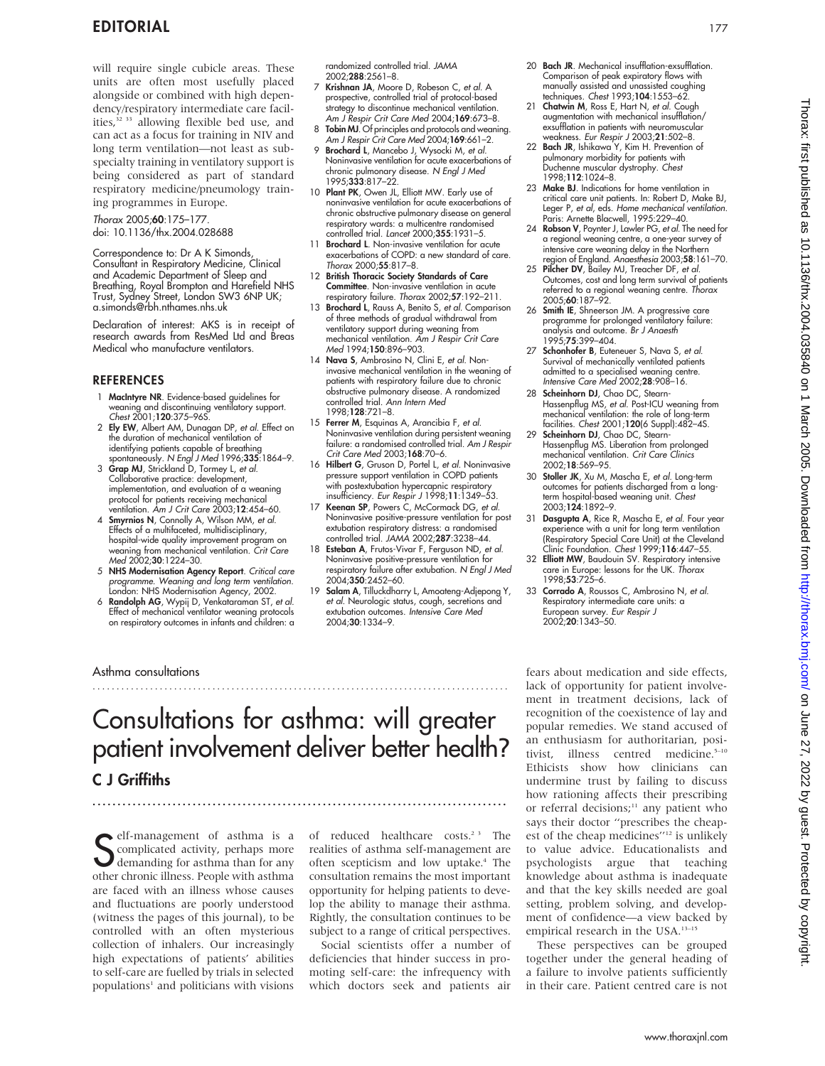will require single cubicle areas. These units are often most usefully placed alongside or combined with high dependency/respiratory intermediate care facilities,[32 33] allowing flexible bed use, and can act as a focus for training in NIV and long term ventilation—not least as subspecialty training in ventilatory support is being considered as part of standard respiratory medicine/pneumology training programmes in Europe.

*Thorax* 2005;**60**:175–177.
doi: 10.1136/thx.2004.028688

Correspondence to: Dr A K Simonds, Consultant in Respiratory Medicine, Clinical and Academic Department of Sleep and Breathing, Royal Brompton and Harefield NHS Trust, Sydney Street, London SW3 6NP UK; a.simonds@rbh.nthames.nhs.uk

Declaration of interest: AKS is in receipt of research awards from ResMed Ltd and Breas Medical who manufacture ventilators.

## REFERENCES

1. **MacIntyre NR**. Evidence-based guidelines for weaning and discontinuing ventilatory support. *Chest* 2001;**120**:375–96S.
2. **Ely EW**, Albert AM, Dunagan DP, *et al*. Effect on the duration of mechanical ventilation of identifying patients capable of breathing spontaneously. *N Engl J Med* 1996;**335**:1864–9.
3. **Grap MJ**, Strickland D, Tormey L, *et al*. Collaborative practice: development, implementation, and evaluation of a weaning protocol for patients receiving mechanical ventilation. *Am J Crit Care* 2003;**12**:454–60.
4. **Smyrnios N**, Connolly A, Wilson MM, *et al*. Effects of a multifaceted, multidisciplinary, hospital-wide quality improvement program on weaning from mechanical ventilation. *Crit Care Med* 2002;**30**:1224–30.
5. **NHS Modernisation Agency Report**. *Critical care programme. Weaning and long term ventilation*. London: NHS Modernisation Agency, 2002.
6. **Randolph AG**, Wypij D, Venkataraman ST, *et al*. Effect of mechanical ventilator weaning protocols on respiratory outcomes in infants and children: a randomized controlled trial. *JAMA* 2002;**288**:2561–8.
7. **Krishnan JA**, Moore D, Robeson C, *et al*. A prospective, controlled trial of protocol-based strategy to discontinue mechanical ventilation. *Am J Respir Crit Care Med* 2004;**169**:673–8.
8. **Tobin MJ**. Of principles and protocols and weaning. *Am J Respir Crit Care Med* 2004;**169**:661–2.
9. **Brochard L**, Mancebo J, Wysocki M, *et al*. Noninvasive ventilation for acute exacerbations of chronic pulmonary disease. *N Engl J Med* 1995;**333**:817–22.
10. **Plant PK**, Owen JL, Elliott MW. Early use of noninvasive ventilation for acute exacerbations of chronic obstructive pulmonary disease on general respiratory wards: a multicentre randomised controlled trial. *Lancet* 2000;**355**:1931–5.
11. **Brochard L**. Non-invasive ventilation for acute exacerbations of COPD: a new standard of care. *Thorax* 2000;**55**:817–8.
12. **British Thoracic Society Standards of Care Committee**. Non-invasive ventilation in acute respiratory failure. *Thorax* 2002;**57**:192–211.
13. **Brochard L**, Rauss A, Benito S, *et al*. Comparison of three methods of gradual withdrawal from ventilatory support during weaning from mechanical ventilation. *Am J Respir Crit Care Med* 1994;**150**:896–903.
14. **Nava S**, Ambrosino N, Clini E, *et al*. Non-invasive mechanical ventilation in the weaning of patients with respiratory failure due to chronic obstructive pulmonary disease. A randomized controlled trial. *Ann Intern Med* 1998;**128**:721–8.
15. **Ferrer M**, Esquinas A, Arancibia F, *et al*. Noninvasive ventilation during persistent weaning failure: a randomised controlled trial. *Am J Respir Crit Care Med* 2003;**168**:70–6.
16. **Hilbert G**, Gruson D, Portel L, *et al*. Noninvasive pressure support ventilation in COPD patients with postextubation hypercapnic respiratory insufficiency. *Eur Respir J* 1998;**11**:1349–53.
17. **Keenan SP**, Powers C, McCormack DG, *et al*. Noninvasive positive-pressure ventilation for post extubation respiratory distress: a randomised controlled trial. *JAMA* 2002;**287**:3238–44.
18. **Esteban A**, Frutos-Vivar F, Ferguson ND, *et al*. Noninvasive positive-pressure ventilation for respiratory failure after extubation. *N Engl J Med* 2004;**350**:2452–60.
19. **Salam A**, Tilluckdharry L, Amoateng-Adjepong Y, *et al*. Neurologic status, cough, secretions and extubation outcomes. *Intensive Care Med* 2004;**30**:1334–9.
20. **Bach JR**. Mechanical insufflation-exsufflation. Comparison of peak expiratory flows with manually assisted and unassisted coughing techniques. *Chest* 1993;**104**:1553–62.
21. **Chatwin M**, Ross E, Hart N, *et al*. Cough augmentation with mechanical insufflation/exsufflation in patients with neuromuscular weakness. *Eur Respir J* 2003;**21**:502–8.
22. **Bach JR**, Ishikawa Y, Kim H. Prevention of pulmonary morbidity for patients with Duchenne muscular dystrophy. *Chest* 1998;**112**:1024–8.
23. **Make BJ**. Indications for home ventilation in critical care unit patients. In: Robert D, Make BJ, Leger P, *et al*, eds. *Home mechanical ventilation*. Paris: Arnette Blacwell, 1995:229–40.
24. **Robson V**, Poynter J, Lawler PG, *et al*. The need for a regional weaning centre, a one-year survey of intensive care weaning delay in the Northern region of England. *Anaesthesia* 2003;**58**:161–70.
25. **Pilcher DV**, Bailey MJ, Treacher DF, *et al*. Outcomes, cost and long term survival of patients referred to a regional weaning centre. *Thorax* 2005;**60**:187–92.
26. **Smith IE**, Shneerson JM. A progressive care programme for prolonged ventilatory failure: analysis and outcome. *Br J Anaesth* 1995;**75**:399–404.
27. **Schonhofer B**, Euteneuer S, Nava S, *et al*. Survival of mechanically ventilated patients admitted to a specialised weaning centre. *Intensive Care Med* 2002;**28**:908–16.
28. **Scheinhorn DJ**, Chao DC, Stearn-Hassenpflug MS, *et al*. Post-ICU weaning from mechanical ventilation: the role of long-term facilities. *Chest* 2001;**120**(6 Suppl):482–4S.
29. **Scheinhorn DJ**, Chao DC, Stearn-Hassenpflug MS. Liberation from prolonged mechanical ventilation. *Crit Care Clinics* 2002;**18**:569–95.
30. **Stoller JK**, Xu M, Mascha E, *et al*. Long-term outcomes for patients discharged from a long-term hospital-based weaning unit. *Chest* 2003;**124**:1892–9.
31. **Dasgupta A**, Rice R, Mascha E, *et al*. Four year experience with a unit for long term ventilation (Respiratory Special Care Unit) at the Cleveland Clinic Foundation. *Chest* 1999;**116**:447–55.
32. **Elliott MW**, Baudouin SV. Respiratory intensive care in Europe: lessons for the UK. *Thorax* 1998;**53**:725–6.
33. **Corrado A**, Roussos C, Ambrosino N, *et al*. Respiratory intermediate care units: a European survey. *Eur Respir J* 2002;**20**:1343–50.

Asthma consultations

# Consultations for asthma: will greater patient involvement deliver better health?

## C J Griffiths

Self-management of asthma is a complicated activity, perhaps more demanding for asthma than for any other chronic illness. People with asthma are faced with an illness whose causes and fluctuations are poorly understood (witness the pages of this journal), to be controlled with an often mysterious collection of inhalers. Our increasingly high expectations of patients' abilities to self-care are fuelled by trials in selected populations[1] and politicians with visions of reduced healthcare costs.[2 3] The realities of asthma self-management are often scepticism and low uptake.[4] The consultation remains the most important opportunity for helping patients to develop the ability to manage their asthma. Rightly, the consultation continues to be subject to a range of critical perspectives.

Social scientists offer a number of deficiencies that hinder success in promoting self-care: the infrequency with which doctors seek and patients air fears about medication and side effects, lack of opportunity for patient involvement in treatment decisions, lack of recognition of the coexistence of lay and popular remedies. We stand accused of an enthusiasm for authoritarian, positivist, illness centred medicine.[5–10] Ethicists show how clinicians can undermine trust by failing to discuss how rationing affects their prescribing or referral decisions;[11] any patient who says their doctor "prescribes the cheapest of the cheap medicines"[12] is unlikely to value advice. Educationalists and psychologists argue that teaching knowledge about asthma is inadequate and that the key skills needed are goal setting, problem solving, and development of confidence—a view backed by empirical research in the USA.[13–15]

These perspectives can be grouped together under the general heading of a failure to involve patients sufficiently in their care. Patient centred care is not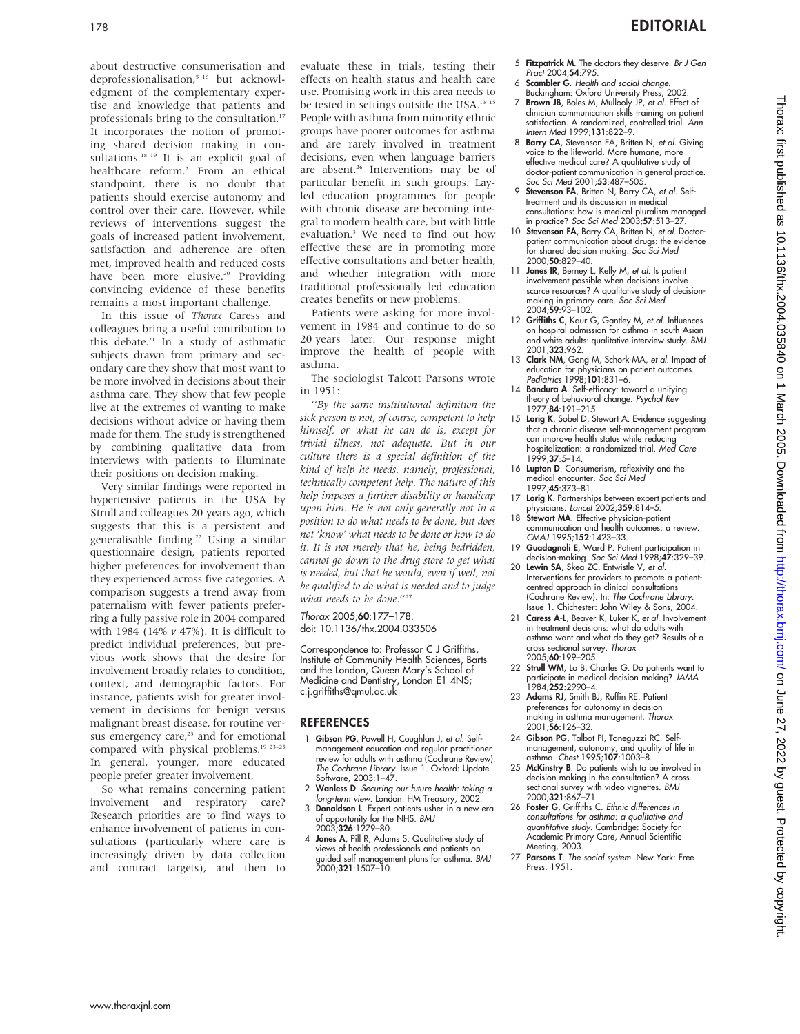about destructive consumerisation and deprofessionalisation,[5 16] but acknowledgment of the complementary expertise and knowledge that patients and professionals bring to the consultation.[17] It incorporates the notion of promoting shared decision making in consultations.[18 19] It is an explicit goal of healthcare reform.[2] From an ethical standpoint, there is no doubt that patients should exercise autonomy and control over their care. However, while reviews of interventions suggest the goals of increased patient involvement, satisfaction and adherence are often met, improved health and reduced costs have been more elusive.[20] Providing convincing evidence of these benefits remains a most important challenge.

In this issue of *Thorax* Caress and colleagues bring a useful contribution to this debate.[21] In a study of asthmatic subjects drawn from primary and secondary care they show that most want to be more involved in decisions about their asthma care. They show that few people live at the extremes of wanting to make decisions without advice or having them made for them. The study is strengthened by combining qualitative data from interviews with patients to illuminate their positions on decision making.

Very similar findings were reported in hypertensive patients in the USA by Strull and colleagues 20 years ago, which suggests that this is a persistent and generalisable finding.[22] Using a similar questionnaire design, patients reported higher preferences for involvement than they experienced across five categories. A comparison suggests a trend away from paternalism with fewer patients preferring a fully passive role in 2004 compared with 1984 (14% *v* 47%). It is difficult to predict individual preferences, but previous work shows that the desire for involvement broadly relates to condition, context, and demographic factors. For instance, patients wish for greater involvement in decisions for benign versus malignant breast disease, for routine versus emergency care,[23] and for emotional compared with physical problems.[19 23–25] In general, younger, more educated people prefer greater involvement.

So what remains concerning patient involvement and respiratory care? Research priorities are to find ways to enhance involvement of patients in consultations (particularly where care is increasingly driven by data collection and contract targets), and then to evaluate these in trials, testing their effects on health status and health care use. Promising work in this area needs to be tested in settings outside the USA.[13 15] People with asthma from minority ethnic groups have poorer outcomes for asthma and are rarely involved in treatment decisions, even when language barriers are absent.[26] Interventions may be of particular benefit in such groups. Lay-led education programmes for people with chronic disease are becoming integral to modern health care, but with little evaluation.[3] We need to find out how effective these are in promoting more effective consultations and better health, and whether integration with more traditional professionally led education creates benefits or new problems.

Patients were asking for more involvement in 1984 and continue to do so 20 years later. Our response might improve the health of people with asthma.

The sociologist Talcott Parsons wrote in 1951:

*"By the same institutional definition the sick person is not, of course, competent to help himself, or what he can do is, except for trivial illness, not adequate. But in our culture there is a special definition of the kind of help he needs, namely, professional, technically competent help. The nature of this help imposes a further disability or handicap upon him. He is not only generally not in a position to do what needs to be done, but does not 'know' what needs to be done or how to do it. It is not merely that he, being bedridden, cannot go down to the drug store to get what is needed, but that he would, even if well, not be qualified to do what is needed and to judge what needs to be done."*[27]

*Thorax* 2005;**60**:177–178.
doi: 10.1136/thx.2004.033506

Correspondence to: Professor C J Griffiths, Institute of Community Health Sciences, Barts and the London, Queen Mary's School of Medicine and Dentistry, London E1 4NS; c.j.griffiths@qmul.ac.uk

## REFERENCES

1. **Gibson PG**, Powell H, Coughlan J, *et al*. Self-management education and regular practitioner review for adults with asthma (Cochrane Review). *The Cochrane Library*. Issue 1. Oxford: Update Software, 2003:1–47.
2. **Wanless D**. *Securing our future health: taking a long-term view*. London: HM Treasury, 2002.
3. **Donaldson L**. Expert patients usher in a new era of opportunity for the NHS. *BMJ* 2003;**326**:1279–80.
4. **Jones A**, Pill R, Adams S. Qualitative study of views of health professionals and patients on guided self management plans for asthma. *BMJ* 2000;**321**:1507–10.
5. **Fitzpatrick M**. The doctors they deserve. *Br J Gen Pract* 2004;**54**:795.
6. **Scambler G**. *Health and social change*. Buckingham: Oxford University Press, 2002.
7. **Brown JB**, Boles M, Mullooly JP, *et al*. Effect of clinician communication skills training on patient satisfaction. A randomized, controlled trial. *Ann Intern Med* 1999;**131**:822–9.
8. **Barry CA**, Stevenson FA, Britten N, *et al*. Giving voice to the lifeworld. More humane, more effective medical care? A qualitative study of doctor-patient communication in general practice. *Soc Sci Med* 2001;**53**:487–505.
9. **Stevenson FA**, Britten N, Barry CA, *et al*. Self-treatment and its discussion in medical consultations: how is medical pluralism managed in practice? *Soc Sci Med* 2003;**57**:513–27.
10. **Stevenson FA**, Barry CA, Britten N, *et al*. Doctor-patient communication about drugs: the evidence for shared decision making. *Soc Sci Med* 2000;**50**:829–40.
11. **Jones IR**, Berney L, Kelly M, *et al*. Is patient involvement possible when decisions involve scarce resources? A qualitative study of decision-making in primary care. *Soc Sci Med* 2004;**59**:93–102.
12. **Griffiths C**, Kaur G, Gantley M, *et al*. Influences on hospital admission for asthma in south Asian and white adults: qualitative interview study. *BMJ* 2001;**323**:962.
13. **Clark NM**, Gong M, Schork MA, *et al*. Impact of education for physicians on patient outcomes. *Pediatrics* 1998;**101**:831–6.
14. **Bandura A**. Self-efficacy: toward a unifying theory of behavioral change. *Psychol Rev* 1977;**84**:191–215.
15. **Lorig K**, Sobel D, Stewart A. Evidence suggesting that a chronic disease self-management program can improve health status while reducing hospitalization: a randomized trial. *Med Care* 1999;**37**:5–14.
16. **Lupton D**. Consumerism, reflexivity and the medical encounter. *Soc Sci Med* 1997;**45**:373–81.
17. **Lorig K**. Partnerships between expert patients and physicians. *Lancet* 2002;**359**:814–5.
18. **Stewart MA**. Effective physician-patient communication and health outcomes: a review. *CMAJ* 1995;**152**:1423–33.
19. **Guadagnoli E**, Ward P. Patient participation in decision-making. *Soc Sci Med* 1998;**47**:329–39.
20. **Lewin SA**, Skea ZC, Entwistle V, *et al*. Interventions for providers to promote a patient-centred approach in clinical consultations (Cochrane Review). In: *The Cochrane Library*. Issue 1. Chichester: John Wiley & Sons, 2004.
21. **Caress A-L**, Beaver K, Luker K, *et al*. Involvement in treatment decisions: what do adults with asthma want and what do they get? Results of a cross sectional survey. *Thorax* 2005;**60**:199–205.
22. **Strull WM**, Lo B, Charles G. Do patients want to participate in medical decision making? *JAMA* 1984;**252**:2990–4.
23. **Adams RJ**, Smith BJ, Ruffin RE. Patient preferences for autonomy in decision making in asthma management. *Thorax* 2001;**56**:126–32.
24. **Gibson PG**, Talbot PI, Toneguzzi RC. Self-management, autonomy, and quality of life in asthma. *Chest* 1995;**107**:1003–8.
25. **McKinstry B**. Do patients wish to be involved in decision making in the consultation? A cross sectional survey with video vignettes. *BMJ* 2000;**321**:867–71.
26. **Foster G**, Griffiths C. *Ethnic differences in consultations for asthma: a qualitative and quantitative study*. Cambridge: Society for Academic Primary Care, Annual Scientific Meeting, 2003.
27. **Parsons T**. *The social system*. New York: Free Press, 1951.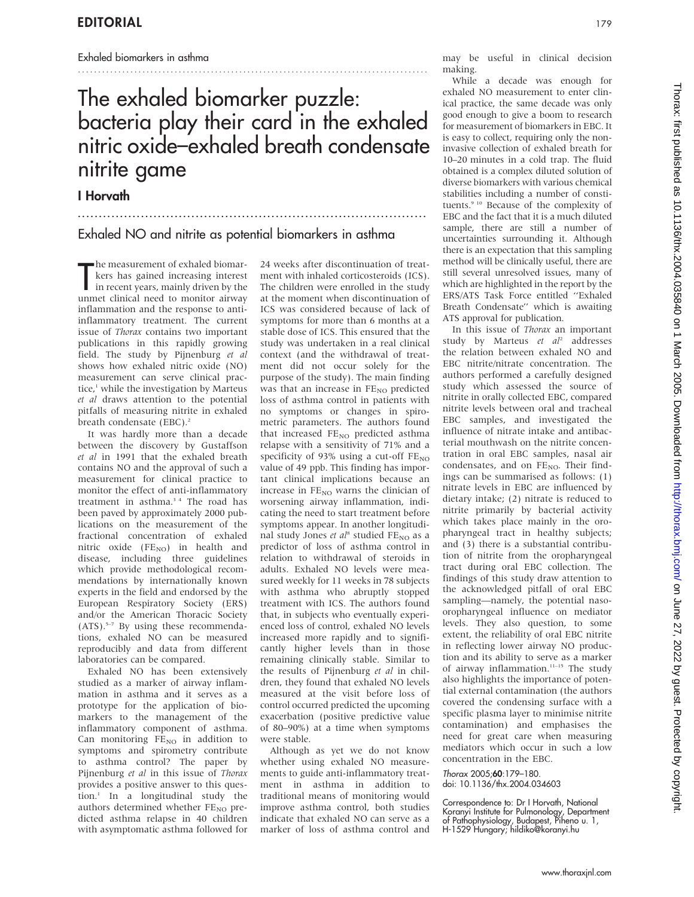Exhaled biomarkers in asthma

# The exhaled biomarker puzzle: bacteria play their card in the exhaled nitric oxide–exhaled breath condensate nitrite game

## I Horvath

### Exhaled NO and nitrite as potential biomarkers in asthma

The measurement of exhaled biomarkers has gained increasing interest in recent years, mainly driven by the unmet clinical need to monitor airway inflammation and the response to anti-inflammatory treatment. The current issue of *Thorax* contains two important publications in this rapidly growing field. The study by Pijnenburg *et al* shows how exhaled nitric oxide (NO) measurement can serve clinical practice,[1] while the investigation by Marteus *et al* draws attention to the potential pitfalls of measuring nitrite in exhaled breath condensate (EBC).[2]

It was hardly more than a decade between the discovery by Gustaffson *et al* in 1991 that the exhaled breath contains NO and the approval of such a measurement for clinical practice to monitor the effect of anti-inflammatory treatment in asthma.[3 4] The road has been paved by approximately 2000 publications on the measurement of the fractional concentration of exhaled nitric oxide ($FE_{NO}$) in health and disease, including three guidelines which provide methodological recommendations by internationally known experts in the field and endorsed by the European Respiratory Society (ERS) and/or the American Thoracic Society (ATS).[5–7] By using these recommendations, exhaled NO can be measured reproducibly and data from different laboratories can be compared.

Exhaled NO has been extensively studied as a marker of airway inflammation in asthma and it serves as a prototype for the application of biomarkers to the management of the inflammatory component of asthma. Can monitoring $FE_{NO}$ in addition to symptoms and spirometry contribute to asthma control? The paper by Pijnenburg *et al* in this issue of *Thorax* provides a positive answer to this question.[1] In a longitudinal study the authors determined whether $FE_{NO}$ predicted asthma relapse in 40 children with asymptomatic asthma followed for 24 weeks after discontinuation of treatment with inhaled corticosteroids (ICS). The children were enrolled in the study at the moment when discontinuation of ICS was considered because of lack of symptoms for more than 6 months at a stable dose of ICS. This ensured that the study was undertaken in a real clinical context (and the withdrawal of treatment did not occur solely for the purpose of the study). The main finding was that an increase in $FE_{NO}$ predicted loss of asthma control in patients with no symptoms or changes in spirometric parameters. The authors found that increased $FE_{NO}$ predicted asthma relapse with a sensitivity of 71% and a specificity of 93% using a cut-off $FE_{NO}$ value of 49 ppb. This finding has important clinical implications because an increase in $FE_{NO}$ warns the clinician of worsening airway inflammation, indicating the need to start treatment before symptoms appear. In another longitudinal study Jones *et al*[8] studied $FE_{NO}$ as a predictor of loss of asthma control in relation to withdrawal of steroids in adults. Exhaled NO levels were measured weekly for 11 weeks in 78 subjects with asthma who abruptly stopped treatment with ICS. The authors found that, in subjects who eventually experienced loss of control, exhaled NO levels increased more rapidly and to significantly higher levels than in those remaining clinically stable. Similar to the results of Pijnenburg *et al* in children, they found that exhaled NO levels measured at the visit before loss of control occurred predicted the upcoming exacerbation (positive predictive value of 80–90%) at a time when symptoms were stable.

Although as yet we do not know whether using exhaled NO measurements to guide anti-inflammatory treatment in asthma in addition to traditional means of monitoring would improve asthma control, both studies indicate that exhaled NO can serve as a marker of loss of asthma control and may be useful in clinical decision making.

While a decade was enough for exhaled NO measurement to enter clinical practice, the same decade was only good enough to give a boom to research for measurement of biomarkers in EBC. It is easy to collect, requiring only the non-invasive collection of exhaled breath for 10–20 minutes in a cold trap. The fluid obtained is a complex diluted solution of diverse biomarkers with various chemical stabilities including a number of constituents.[9 10] Because of the complexity of EBC and the fact that it is a much diluted sample, there are still a number of uncertainties surrounding it. Although there is an expectation that this sampling method will be clinically useful, there are still several unresolved issues, many of which are highlighted in the report by the ERS/ATS Task Force entitled "Exhaled Breath Condensate" which is awaiting ATS approval for publication.

In this issue of *Thorax* an important study by Marteus *et al*[2] addresses the relation between exhaled NO and EBC nitrite/nitrate concentration. The authors performed a carefully designed study which assessed the source of nitrite in orally collected EBC, compared nitrite levels between oral and tracheal EBC samples, and investigated the influence of nitrate intake and antibacterial mouthwash on the nitrite concentration in oral EBC samples, nasal air condensates, and on $FE_{NO}$. Their findings can be summarised as follows: (1) nitrate levels in EBC are influenced by dietary intake; (2) nitrate is reduced to nitrite primarily by bacterial activity which takes place mainly in the oropharyngeal tract in healthy subjects; and (3) there is a substantial contribution of nitrite from the oropharyngeal tract during oral EBC collection. The findings of this study draw attention to the acknowledged pitfall of oral EBC sampling—namely, the potential naso-oropharyngeal influence on mediator levels. They also question, to some extent, the reliability of oral EBC nitrite in reflecting lower airway NO production and its ability to serve as a marker of airway inflammation.[11–15] The study also highlights the importance of potential external contamination (the authors covered the condensing surface with a specific plasma layer to minimise nitrite contamination) and emphasises the need for great care when measuring mediators which occur in such a low concentration in the EBC.

*Thorax* 2005;**60**:179–180.
doi: 10.1136/thx.2004.034603

Correspondence to: Dr I Horvath, National Koranyi Institute for Pulmonology, Department of Pathophysiology, Budapest, Piheno u. 1, H-1529 Hungary; hildiko@koranyi.hu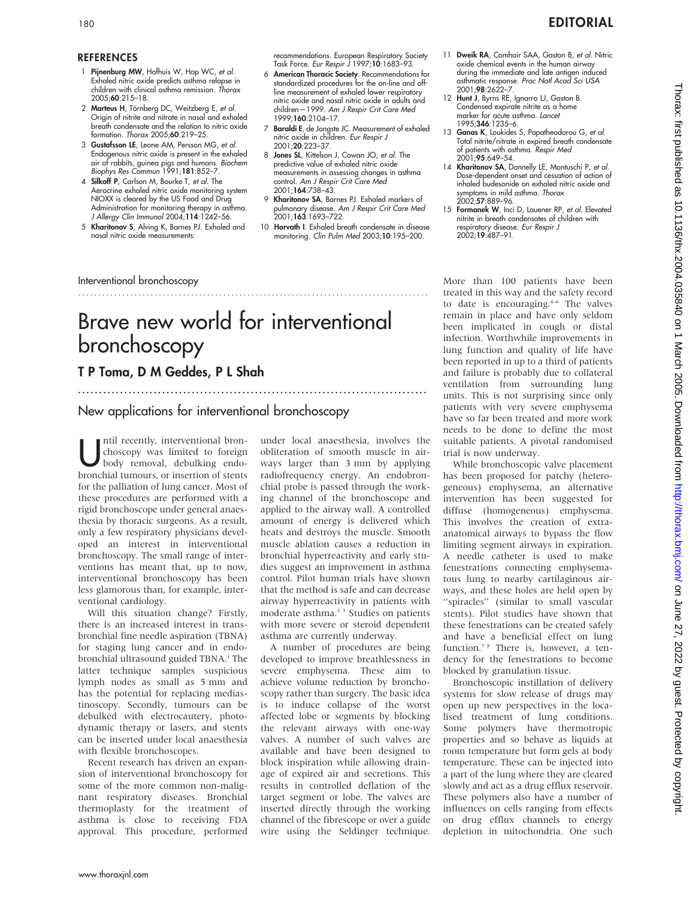## REFERENCES

1 **Pijnenburg MW**, Hofhuis W, Hop WC, *et al*. Exhaled nitric oxide predicts asthma relapse in children with clinical asthma remission. *Thorax* 2005;**60**:215–18.
2 **Marteus H**, Törnberg DC, Weitzberg E, *et al*. Origin of nitrite and nitrate in nasal and exhaled breath condensate and the relation to nitric oxide formation. *Thorax* 2005;**60**:219–25.
3 **Gustafsson LE**, Leone AM, Persson MG, *et al*. Endogenous nitric oxide is present in the exhaled air of rabbits, guinea pigs and humans. *Biochem Biophys Res Commun* 1991;**181**:852–7.
4 **Silkoff P**, Carlson M, Bourke T, *et al*. The Aerocrine exhaled nitric oxide monitoring system NIOXX is cleared by the US Food and Drug Administration for monitoring therapy in asthma. *J Allergy Clin Immunol* 2004;**114**:1242–56.
5 **Kharitonov S**, Alving K, Barnes PJ. Exhaled and nasal nitric oxide measurements: recommendations. European Respiratory Society Task Force. *Eur Respir J* 1997;**10**:1683–93.
6 **American Thoracic Society**. Recommendations for standardized procedures for the on-line and off-line measurement of exhaled lower respiratory nitric oxide and nasal nitric oxide in adults and children—1999. *Am J Respir Crit Care Med* 1999;**160**:2104–17.
7 **Baraldi E**, de Jongste JC. Measurement of exhaled nitric oxide in children. *Eur Respir J* 2001;**20**:223–37.
8 **Jones SL**, Kittelson J, Cowan JO, *et al*. The predictive value of exhaled nitric oxide measurements in assessing changes in asthma control. *Am J Respir Crit Care Med* 2001;**164**:738–43.
9 **Kharitonov SA**, Barnes PJ. Exhaled markers of pulmonary disease. *Am J Respir Crit Care Med* 2001;**163**:1693–722.
10 **Horvath I**. Exhaled breath condensate in disease monitoring. *Clin Pulm Med* 2003;**10**:195–200.
11 **Dweik RA**, Comhair SAA, Gaston B, *et al*. Nitric oxide chemical events in the human airway during the immediate and late antigen induced asthmatic response. *Proc Natl Acad Sci USA* 2001;**98**:2622–7.
12 **Hunt J**, Byrns RE, Ignarro LJ, Gaston B. Condensed expirate nitrite as a home marker for acute asthma. *Lancet* 1995;**346**:1235–6.
13 **Ganas K**, Loukides S, Papatheodorou G, *et al*. Total nitrite/nitrate in expired breath condensate of patients with asthma. *Respir Med* 2001;**95**:649–54.
14 **Kharitonov SA**, Donnelly LE, Montuschi P, *et al*. Dose-dependent onset and cessation of action of inhaled budesonide on exhaled nitric oxide and symptoms in mild asthma. *Thorax* 2002;**57**:889–96.
15 **Formanek W**, Inci D, Lauener RP, *et al*. Elevated nitrite in breath condensates of children with respiratory disease. *Eur Respir J* 2002;**19**:487–91.

Interventional bronchoscopy

# Brave new world for interventional bronchoscopy

**T P Toma, D M Geddes, P L Shah**

## New applications for interventional bronchoscopy

Until recently, interventional bronchoscopy was limited to foreign body removal, debulking endobronchial tumours, or insertion of stents for the palliation of lung cancer. Most of these procedures are performed with a rigid bronchoscope under general anaesthesia by thoracic surgeons. As a result, only a few respiratory physicians developed an interest in interventional bronchoscopy. The small range of interventions has meant that, up to now, interventional bronchoscopy has been less glamorous than, for example, interventional cardiology.

Will this situation change? Firstly, there is an increased interest in transbronchial fine needle aspiration (TBNA) for staging lung cancer and in endobronchial ultrasound guided TBNA.[1] The latter technique samples suspicious lymph nodes as small as 5 mm and has the potential for replacing mediastinoscopy. Secondly, tumours can be debulked with electrocautery, photodynamic therapy or lasers, and stents can be inserted under local anaesthesia with flexible bronchoscopes.

Recent research has driven an expansion of interventional bronchoscopy for some of the more common non-malignant respiratory diseases. Bronchial thermoplasty for the treatment of asthma is close to receiving FDA approval. This procedure, performed under local anaesthesia, involves the obliteration of smooth muscle in airways larger than 3 mm by applying radiofrequency energy. An endobronchial probe is passed through the working channel of the bronchoscope and applied to the airway wall. A controlled amount of energy is delivered which heats and destroys the muscle. Smooth muscle ablation causes a reduction in bronchial hyperreactivity and early studies suggest an improvement in asthma control. Pilot human trials have shown that the method is safe and can decrease airway hyperreactivity in patients with moderate asthma.[2, 3] Studies on patients with more severe or steroid dependent asthma are currently underway.

A number of procedures are being developed to improve breathlessness in severe emphysema. These aim to achieve volume reduction by bronchoscopy rather than surgery. The basic idea is to induce collapse of the worst affected lobe or segments by blocking the relevant airways with one-way valves. A number of such valves are available and have been designed to block inspiration while allowing drainage of expired air and secretions. This results in controlled deflation of the target segment or lobe. The valves are inserted directly through the working channel of the fibrescope or over a guide wire using the Seldinger technique. More than 100 patients have been treated in this way and the safety record to date is encouraging.[4–6] The valves remain in place and have only seldom been implicated in cough or distal infection. Worthwhile improvements in lung function and quality of life have been reported in up to a third of patients and failure is probably due to collateral ventilation from surrounding lung units. This is not surprising since only patients with very severe emphysema have so far been treated and more work needs to be done to define the most suitable patients. A pivotal randomised trial is now underway.

While bronchoscopic valve placement has been proposed for patchy (heterogeneous) emphysema, an alternative intervention has been suggested for diffuse (homogeneous) emphysema. This involves the creation of extra-anatomical airways to bypass the flow limiting segment airways in expiration. A needle catheter is used to make fenestrations connecting emphysematous lung to nearby cartilaginous airways, and these holes are held open by "spiracles" (similar to small vascular stents). Pilot studies have shown that these fenestrations can be created safely and have a beneficial effect on lung function.[7 8] There is, however, a tendency for the fenestrations to become blocked by granulation tissue.

Bronchoscopic instillation of delivery systems for slow release of drugs may open up new perspectives in the localised treatment of lung conditions. Some polymers have thermotropic properties and so behave as liquids at room temperature but form gels at body temperature. These can be injected into a part of the lung where they are cleared slowly and act as a drug efflux reservoir. These polymers also have a number of influences on cells ranging from effects on drug efflux channels to energy depletion in mitochondria. One such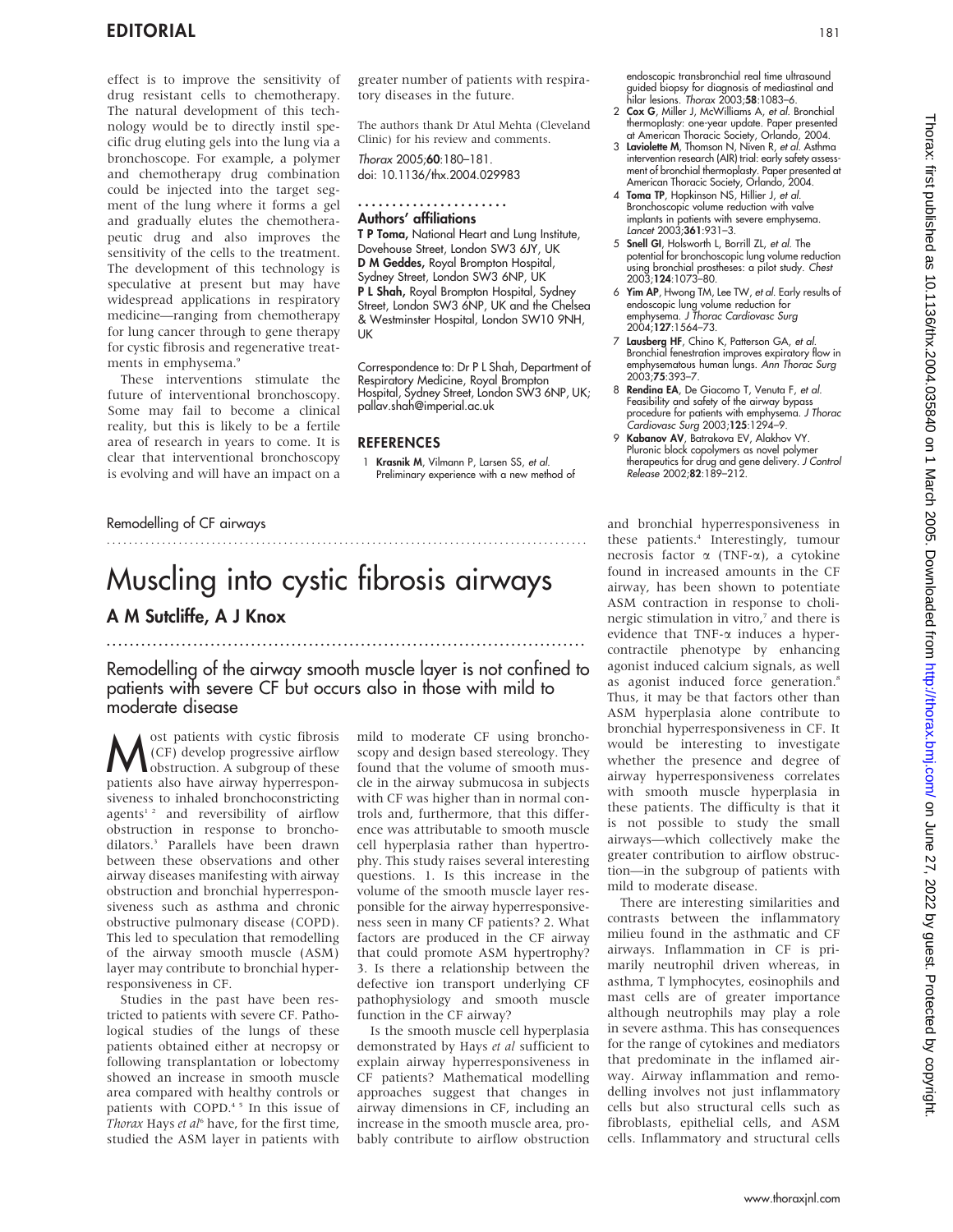effect is to improve the sensitivity of drug resistant cells to chemotherapy. The natural development of this technology would be to directly instil specific drug eluting gels into the lung via a bronchoscope. For example, a polymer and chemotherapy drug combination could be injected into the target segment of the lung where it forms a gel and gradually elutes the chemotherapeutic drug and also improves the sensitivity of the cells to the treatment. The development of this technology is speculative at present but may have widespread applications in respiratory medicine—ranging from chemotherapy for lung cancer through to gene therapy for cystic fibrosis and regenerative treatments in emphysema.[9]

These interventions stimulate the future of interventional bronchoscopy. Some may fail to become a clinical reality, but this is likely to be a fertile area of research in years to come. It is clear that interventional bronchoscopy is evolving and will have an impact on a greater number of patients with respiratory diseases in the future.

The authors thank Dr Atul Mehta (Cleveland Clinic) for his review and comments.

*Thorax* 2005;**60**:180–181.
doi: 10.1136/thx.2004.029983

### Authors' affiliations

**T P Toma,** National Heart and Lung Institute, Dovehouse Street, London SW3 6JY, UK
**D M Geddes,** Royal Brompton Hospital, Sydney Street, London SW3 6NP, UK
**P L Shah,** Royal Brompton Hospital, Sydney Street, London SW3 6NP, UK and the Chelsea & Westminster Hospital, London SW10 9NH, UK

Correspondence to: Dr P L Shah, Department of Respiratory Medicine, Royal Brompton Hospital, Sydney Street, London SW3 6NP, UK; pallav.shah@imperial.ac.uk

### REFERENCES

1. **Krasnik M**, Vilmann P, Larsen SS, *et al.* Preliminary experience with a new method of endoscopic transbronchial real time ultrasound guided biopsy for diagnosis of mediastinal and hilar lesions. *Thorax* 2003;**58**:1083–6.
2. **Cox G**, Miller J, McWilliams A, *et al.* Bronchial thermoplasty: one-year update. Paper presented at American Thoracic Society, Orlando, 2004.
3. **Laviolette M**, Thomson N, Niven R, *et al.* Asthma intervention research (AIR) trial: early safety assessment of bronchial thermoplasty. Paper presented at American Thoracic Society, Orlando, 2004.
4. **Toma TP**, Hopkinson NS, Hillier J, *et al.* Bronchoscopic volume reduction with valve implants in patients with severe emphysema. *Lancet* 2003;**361**:931–3.
5. **Snell GI**, Holsworth L, Borrill ZL, *et al.* The potential for bronchoscopic lung volume reduction using bronchial prostheses: a pilot study. *Chest* 2003;**124**:1073–80.
6. **Yim AP**, Hwong TM, Lee TW, *et al.* Early results of endoscopic lung volume reduction for emphysema. *J Thorac Cardiovasc Surg* 2004;**127**:1564–73.
7. **Lausberg HF**, Chino K, Patterson GA, *et al.* Bronchial fenestration improves expiratory flow in emphysematous human lungs. *Ann Thorac Surg* 2003;**75**:393–7.
8. **Rendina EA**, De Giacomo T, Venuta F, *et al.* Feasibility and safety of the airway bypass procedure for patients with emphysema. *J Thorac Cardiovasc Surg* 2003;**125**:1294–9.
9. **Kabanov AV**, Batrakova EV, Alakhov VY. Pluronic block copolymers as novel polymer therapeutics for drug and gene delivery. *J Control Release* 2002;**82**:189–212.

Remodelling of CF airways

# Muscling into cystic fibrosis airways

## A M Sutcliffe, A J Knox

Remodelling of the airway smooth muscle layer is not confined to patients with severe CF but occurs also in those with mild to moderate disease

Most patients with cystic fibrosis (CF) develop progressive airflow obstruction. A subgroup of these patients also have airway hyperresponsiveness to inhaled bronchoconstricting agents[1,2] and reversibility of airflow obstruction in response to bronchodilators.[3] Parallels have been drawn between these observations and other airway diseases manifesting with airway obstruction and bronchial hyperresponsiveness such as asthma and chronic obstructive pulmonary disease (COPD). This led to speculation that remodelling of the airway smooth muscle (ASM) layer may contribute to bronchial hyperresponsiveness in CF.

Studies in the past have been restricted to patients with severe CF. Pathological studies of the lungs of these patients obtained either at necropsy or following transplantation or lobectomy showed an increase in smooth muscle area compared with healthy controls or patients with COPD.[4,5] In this issue of *Thorax* Hays *et al*[6] have, for the first time, studied the ASM layer in patients with mild to moderate CF using bronchoscopy and design based stereology. They found that the volume of smooth muscle in the airway submucosa in subjects with CF was higher than in normal controls and, furthermore, that this difference was attributable to smooth muscle cell hyperplasia rather than hypertrophy. This study raises several interesting questions. 1. Is this increase in the volume of the smooth muscle layer responsible for the airway hyperresponsiveness seen in many CF patients? 2. What factors are produced in the CF airway that could promote ASM hypertrophy? 3. Is there a relationship between the defective ion transport underlying CF pathophysiology and smooth muscle function in the CF airway?

Is the smooth muscle cell hyperplasia demonstrated by Hays *et al* sufficient to explain airway hyperresponsiveness in CF patients? Mathematical modelling approaches suggest that changes in airway dimensions in CF, including an increase in the smooth muscle area, probably contribute to airflow obstruction and bronchial hyperresponsiveness in these patients.[4] Interestingly, tumour necrosis factor α (TNF-α), a cytokine found in increased amounts in the CF airway, has been shown to potentiate ASM contraction in response to cholinergic stimulation in vitro,[7] and there is evidence that TNF-α induces a hypercontractile phenotype by enhancing agonist induced calcium signals, as well as agonist induced force generation.[8] Thus, it may be that factors other than ASM hyperplasia alone contribute to bronchial hyperresponsiveness in CF. It would be interesting to investigate whether the presence and degree of airway hyperresponsiveness correlates with smooth muscle hyperplasia in these patients. The difficulty is that it is not possible to study the small airways—which collectively make the greater contribution to airflow obstruction—in the subgroup of patients with mild to moderate disease.

There are interesting similarities and contrasts between the inflammatory milieu found in the asthmatic and CF airways. Inflammation in CF is primarily neutrophil driven whereas, in asthma, T lymphocytes, eosinophils and mast cells are of greater importance although neutrophils may play a role in severe asthma. This has consequences for the range of cytokines and mediators that predominate in the inflamed airway. Airway inflammation and remodelling involves not just inflammatory cells but also structural cells such as fibroblasts, epithelial cells, and ASM cells. Inflammatory and structural cells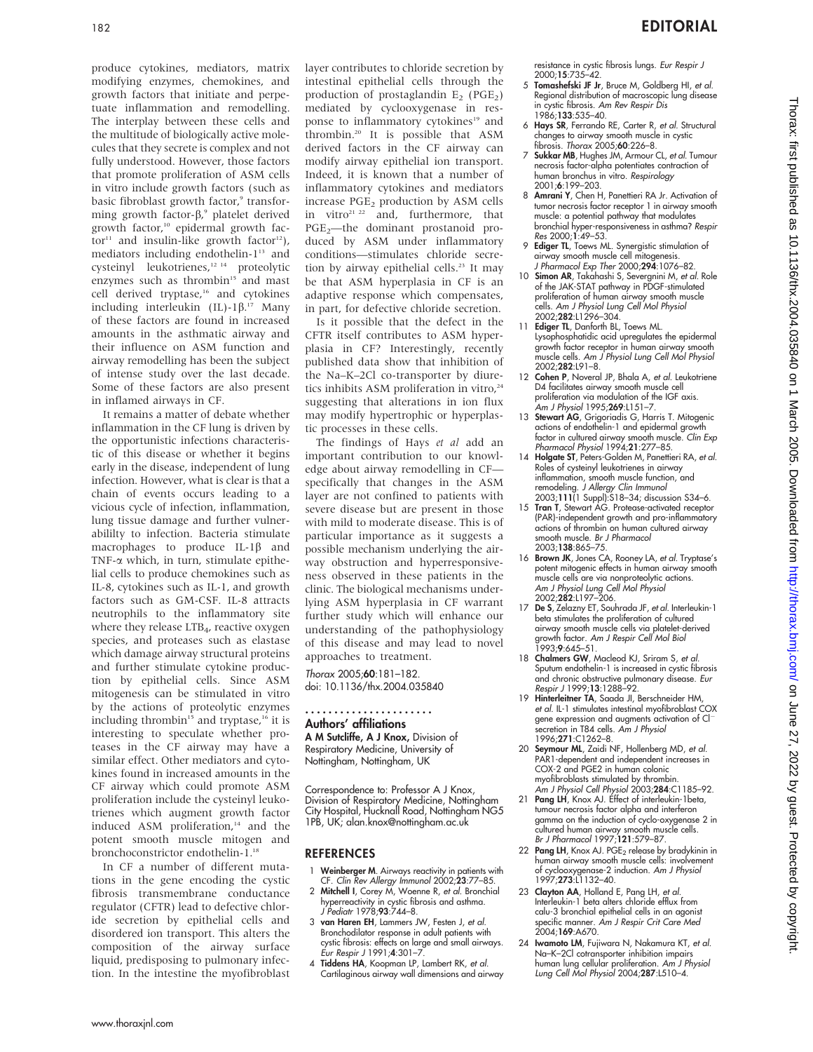produce cytokines, mediators, matrix modifying enzymes, chemokines, and growth factors that initiate and perpetuate inflammation and remodelling. The interplay between these cells and the multitude of biologically active molecules that they secrete is complex and not fully understood. However, those factors that promote proliferation of ASM cells in vitro include growth factors (such as basic fibroblast growth factor,[9] transforming growth factor-β,[9] platelet derived growth factor,[10] epidermal growth factor[11] and insulin-like growth factor[12]), mediators including endothelin-1[13] and cysteinyl leukotrienes,[12 14] proteolytic enzymes such as thrombin[15] and mast cell derived tryptase,[16] and cytokines including interleukin (IL)-1β.[17] Many of these factors are found in increased amounts in the asthmatic airway and their influence on ASM function and airway remodelling has been the subject of intense study over the last decade. Some of these factors are also present in inflamed airways in CF.

It remains a matter of debate whether inflammation in the CF lung is driven by the opportunistic infections characteristic of this disease or whether it begins early in the disease, independent of lung infection. However, what is clear is that a chain of events occurs leading to a vicious cycle of infection, inflammation, lung tissue damage and further vulnerability to infection. Bacteria stimulate macrophages to produce IL-1β and TNF-α which, in turn, stimulate epithelial cells to produce chemokines such as IL-8, cytokines such as IL-1, and growth factors such as GM-CSF. IL-8 attracts neutrophils to the inflammatory site where they release $LTB_4$, reactive oxygen species, and proteases such as elastase which damage airway structural proteins and further stimulate cytokine production by epithelial cells. Since ASM mitogenesis can be stimulated in vitro by the actions of proteolytic enzymes including thrombin[15] and tryptase,[16] it is interesting to speculate whether proteases in the CF airway may have a similar effect. Other mediators and cytokines found in increased amounts in the CF airway which could promote ASM proliferation include the cysteinyl leukotrienes which augment growth factor induced ASM proliferation,[14] and the potent smooth muscle mitogen and bronchoconstrictor endothelin-1.[18]

In CF a number of different mutations in the gene encoding the cystic fibrosis transmembrane conductance regulator (CFTR) lead to defective chloride secretion by epithelial cells and disordered ion transport. This alters the composition of the airway surface liquid, predisposing to pulmonary infection. In the intestine the myofibroblast layer contributes to chloride secretion by intestinal epithelial cells through the production of prostaglandin $E_2$ ($PGE_2$) mediated by cyclooxygenase in response to inflammatory cytokines[19] and thrombin.[20] It is possible that ASM derived factors in the CF airway can modify airway epithelial ion transport. Indeed, it is known that a number of inflammatory cytokines and mediators increase $PGE_2$ production by ASM cells in vitro[21 22] and, furthermore, that $PGE_2$—the dominant prostanoid produced by ASM under inflammatory conditions—stimulates chloride secretion by airway epithelial cells.[23] It may be that ASM hyperplasia in CF is an adaptive response which compensates, in part, for defective chloride secretion.

Is it possible that the defect in the CFTR itself contributes to ASM hyperplasia in CF? Interestingly, recently published data show that inhibition of the Na–K–2Cl co-transporter by diuretics inhibits ASM proliferation in vitro,[24] suggesting that alterations in ion flux may modify hypertrophic or hyperplastic processes in these cells.

The findings of Hays *et al* add an important contribution to our knowledge about airway remodelling in CF—specifically that changes in the ASM layer are not confined to patients with severe disease but are present in those with mild to moderate disease. This is of particular importance as it suggests a possible mechanism underlying the airway obstruction and hyperresponsiveness observed in these patients in the clinic. The biological mechanisms underlying ASM hyperplasia in CF warrant further study which will enhance our understanding of the pathophysiology of this disease and may lead to novel approaches to treatment.

*Thorax* 2005;**60**:181–182.
doi: 10.1136/thx.2004.035840

## Authors' affiliations

**A M Sutcliffe, A J Knox,** Division of Respiratory Medicine, University of Nottingham, Nottingham, UK

Correspondence to: Professor A J Knox, Division of Respiratory Medicine, Nottingham City Hospital, Hucknall Road, Nottingham NG5 1PB, UK; alan.knox@nottingham.ac.uk

## REFERENCES

1. **Weinberger M**. Airways reactivity in patients with CF. *Clin Rev Allergy Immunol* 2002;**23**:77–85.
2. **Mitchell I**, Corey M, Woenne R, *et al*. Bronchial hyperreactivity in cystic fibrosis and asthma. *J Pediatr* 1978;**93**:744–8.
3. **van Haren EH**, Lammers JW, Festen J, *et al*. Bronchodilator response in adult patients with cystic fibrosis: effects on large and small airways. *Eur Respir J* 1991;**4**:301–7.
4. **Tiddens HA**, Koopman LP, Lambert RK, *et al*. Cartilaginous airway wall dimensions and airway resistance in cystic fibrosis lungs. *Eur Respir J* 2000;**15**:735–42.
5. **Tomashefski JF Jr**, Bruce M, Goldberg HI, *et al*. Regional distribution of macroscopic lung disease in cystic fibrosis. *Am Rev Respir Dis* 1986;**133**:535–40.
6. **Hays SR**, Ferrando RE, Carter R, *et al*. Structural changes to airway smooth muscle in cystic fibrosis. *Thorax* 2005;**60**:226–8.
7. **Sukkar MB**, Hughes JM, Armour CL, *et al*. Tumour necrosis factor-alpha potentiates contraction of human bronchus in vitro. *Respirology* 2001;**6**:199–203.
8. **Amrani Y**, Chen H, Panettieri RA Jr. Activation of tumor necrosis factor receptor 1 in airway smooth muscle: a potential pathway that modulates bronchial hyper-responsiveness in asthma? *Respir Res* 2000;**1**:49–53.
9. **Ediger TL**, Toews ML. Synergistic stimulation of airway smooth muscle cell mitogenesis. *J Pharmacol Exp Ther* 2000;**294**:1076–82.
10. **Simon AR**, Takahashi S, Severgnini M, *et al*. Role of the JAK-STAT pathway in PDGF-stimulated proliferation of human airway smooth muscle cells. *Am J Physiol Lung Cell Mol Physiol* 2002;**282**:L1296–304.
11. **Ediger TL**, Danforth BL, Toews ML. Lysophosphatidic acid upregulates the epidermal growth factor receptor in human airway smooth muscle cells. *Am J Physiol Lung Cell Mol Physiol* 2002;**282**:L91–8.
12. **Cohen P**, Noveral JP, Bhala A, *et al*. Leukotriene D4 facilitates airway smooth muscle cell proliferation via modulation of the IGF axis. *Am J Physiol* 1995;**269**:L151–7.
13. **Stewart AG**, Grigoriadis G, Harris T. Mitogenic actions of endothelin-1 and epidermal growth factor in cultured airway smooth muscle. *Clin Exp Pharmacol Physiol* 1994;**21**:277–85.
14. **Holgate ST**, Peters-Golden M, Panettieri RA, *et al*. Roles of cysteinyl leukotrienes in airway inflammation, smooth muscle function, and remodeling. *J Allergy Clin Immunol* 2003;**111**(1 Suppl):S18–34; discussion S34–6.
15. **Tran T**, Stewart AG. Protease-activated receptor (PAR)-independent growth and pro-inflammatory actions of thrombin on human cultured airway smooth muscle. *Br J Pharmacol* 2003;**138**:865–75.
16. **Brown JK**, Jones CA, Rooney LA, *et al*. Tryptase's potent mitogenic effects in human airway smooth muscle cells are via nonproteolytic actions. *Am J Physiol Lung Cell Mol Physiol* 2002;**282**:L197–206.
17. **De S**, Zelazny ET, Souhrada JF, *et al*. Interleukin-1 beta stimulates the proliferation of cultured airway smooth muscle cells via platelet-derived growth factor. *Am J Respir Cell Mol Biol* 1993;**9**:645–51.
18. **Chalmers GW**, Macleod KJ, Sriram S, *et al*. Sputum endothelin-1 is increased in cystic fibrosis and chronic obstructive pulmonary disease. *Eur Respir J* 1999;**13**:1288–92.
19. **Hinterleitner TA**, Saada JI, Berschneider HM, *et al*. IL-1 stimulates intestinal myofibroblast COX gene expression and augments activation of $Cl^-$ secretion in T84 cells. *Am J Physiol* 1996;**271**:C1262–8.
20. **Seymour ML**, Zaidi NF, Hollenberg MD, *et al*. PAR1-dependent and independent increases in COX-2 and PGE2 in human colonic myofibroblasts stimulated by thrombin. *Am J Physiol Cell Physiol* 2003;**284**:C1185–92.
21. **Pang LH**, Knox AJ. Effect of interleukin-1beta, tumour necrosis factor alpha and interferon gamma on the induction of cyclo-oxygenase 2 in cultured human airway smooth muscle cells. *Br J Pharmacol* 1997;**121**:579–87.
22. **Pang LH**, Knox AJ. $PGE_2$ release by bradykinin in human airway smooth muscle cells: involvement of cyclooxygenase-2 induction. *Am J Physiol* 1997;**273**:L1132–40.
23. **Clayton AA**, Holland E, Pang LH, *et al*. Interleukin-1 beta alters chloride efflux from calu-3 bronchial epithelial cells in an agonist specific manner. *Am J Respir Crit Care Med* 2004;**169**:A670.
24. **Iwamoto LM**, Fujiwara N, Nakamura KT, *et al*. Na–K–2Cl cotransporter inhibition impairs human lung cellular proliferation. *Am J Physiol Lung Cell Mol Physiol* 2004;**287**:L510–4.